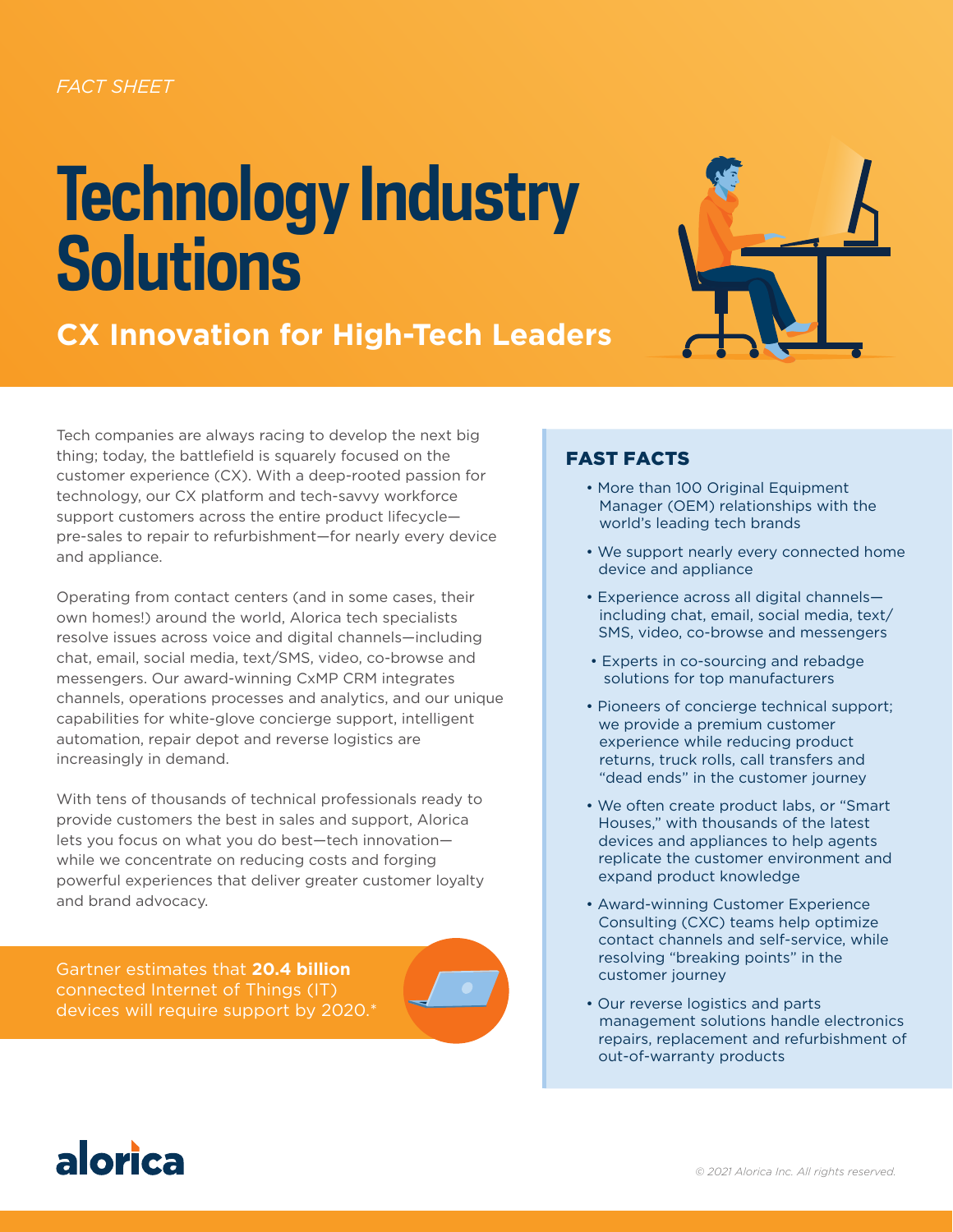*FACT SHEET*

# Technology Industry Solutions

## CX Innovation for High-Tech Leaders

Tech companies are always racing to develop the next big thing; today, the battlefield is squarely focused on the customer experience (CX). With a deep-rooted passion for technology, our CX platform and tech-savvy workforce support customers across the entire product lifecycle—pre-sales to repair to refurbishment—for nearly every device and appliance.

Operating from contact centers (and in some cases, their own homes!) around the world, Alorica tech specialists resolve issues across voice and digital channels—including chat, email, social media, text/SMS, video, co-browse and messengers. Our award-winning CxMP CRM integrates channels, operations processes and analytics, and our unique capabilities for white-glove concierge support, intelligent automation, repair depot and reverse logistics are increasingly in demand.

With tens of thousands of technical professionals ready to provide customers the best in sales and support, Alorica lets you focus on what you do best—tech innovation—while we concentrate on reducing costs and forging powerful experiences that deliver greater customer loyalty and brand advocacy.

Gartner estimates that **20.4 billion** connected Internet of Things (IT) devices will require support by 2020.*

### FAST FACTS

- More than 100 Original Equipment Manager (OEM) relationships with the world's leading tech brands
- We support nearly every connected home device and appliance
- Experience across all digital channels—including chat, email, social media, text/SMS, video, co-browse and messengers
- Experts in co-sourcing and rebadge solutions for top manufacturers
- Pioneers of concierge technical support; we provide a premium customer experience while reducing product returns, truck rolls, call transfers and "dead ends" in the customer journey
- We often create product labs, or "Smart Houses," with thousands of the latest devices and appliances to help agents replicate the customer environment and expand product knowledge
- Award-winning Customer Experience Consulting (CXC) teams help optimize contact channels and self-service, while resolving "breaking points" in the customer journey
- Our reverse logistics and parts management solutions handle electronics repairs, replacement and refurbishment of out-of-warranty products

alorica

*© 2021 Alorica Inc. All rights reserved.*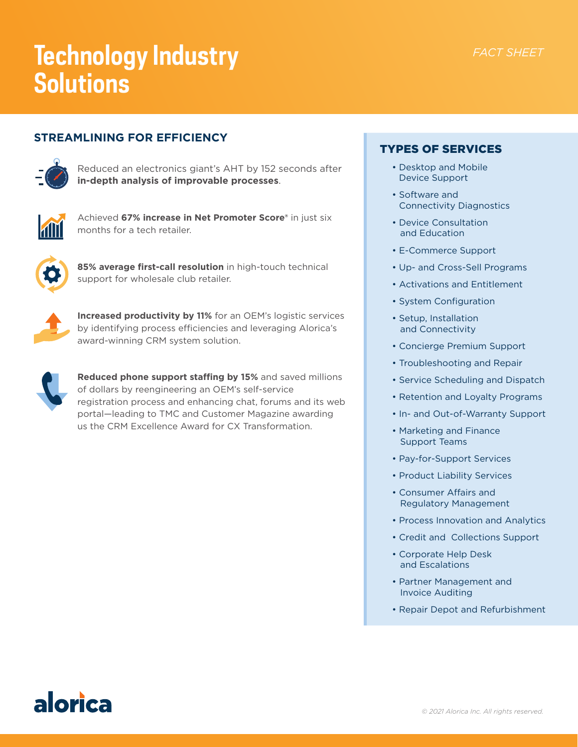# Technology Industry Solutions

*FACT SHEET*

## STREAMLINING FOR EFFICIENCY

Reduced an electronics giant's AHT by 152 seconds after **in-depth analysis of improvable processes**.

Achieved **67% increase in Net Promoter Score®** in just six months for a tech retailer.

**85% average first-call resolution** in high-touch technical support for wholesale club retailer.

**Increased productivity by 11%** for an OEM's logistic services by identifying process efficiencies and leveraging Alorica's award-winning CRM system solution.

**Reduced phone support staffing by 15%** and saved millions of dollars by reengineering an OEM's self-service registration process and enhancing chat, forums and its web portal—leading to TMC and Customer Magazine awarding us the CRM Excellence Award for CX Transformation.

## TYPES OF SERVICES

- Desktop and Mobile Device Support
- Software and Connectivity Diagnostics
- Device Consultation and Education
- E-Commerce Support
- Up- and Cross-Sell Programs
- Activations and Entitlement
- System Configuration
- Setup, Installation and Connectivity
- Concierge Premium Support
- Troubleshooting and Repair
- Service Scheduling and Dispatch
- Retention and Loyalty Programs
- In- and Out-of-Warranty Support
- Marketing and Finance Support Teams
- Pay-for-Support Services
- Product Liability Services
- Consumer Affairs and Regulatory Management
- Process Innovation and Analytics
- Credit and Collections Support
- Corporate Help Desk and Escalations
- Partner Management and Invoice Auditing
- Repair Depot and Refurbishment

alorica

*© 2021 Alorica Inc. All rights reserved.*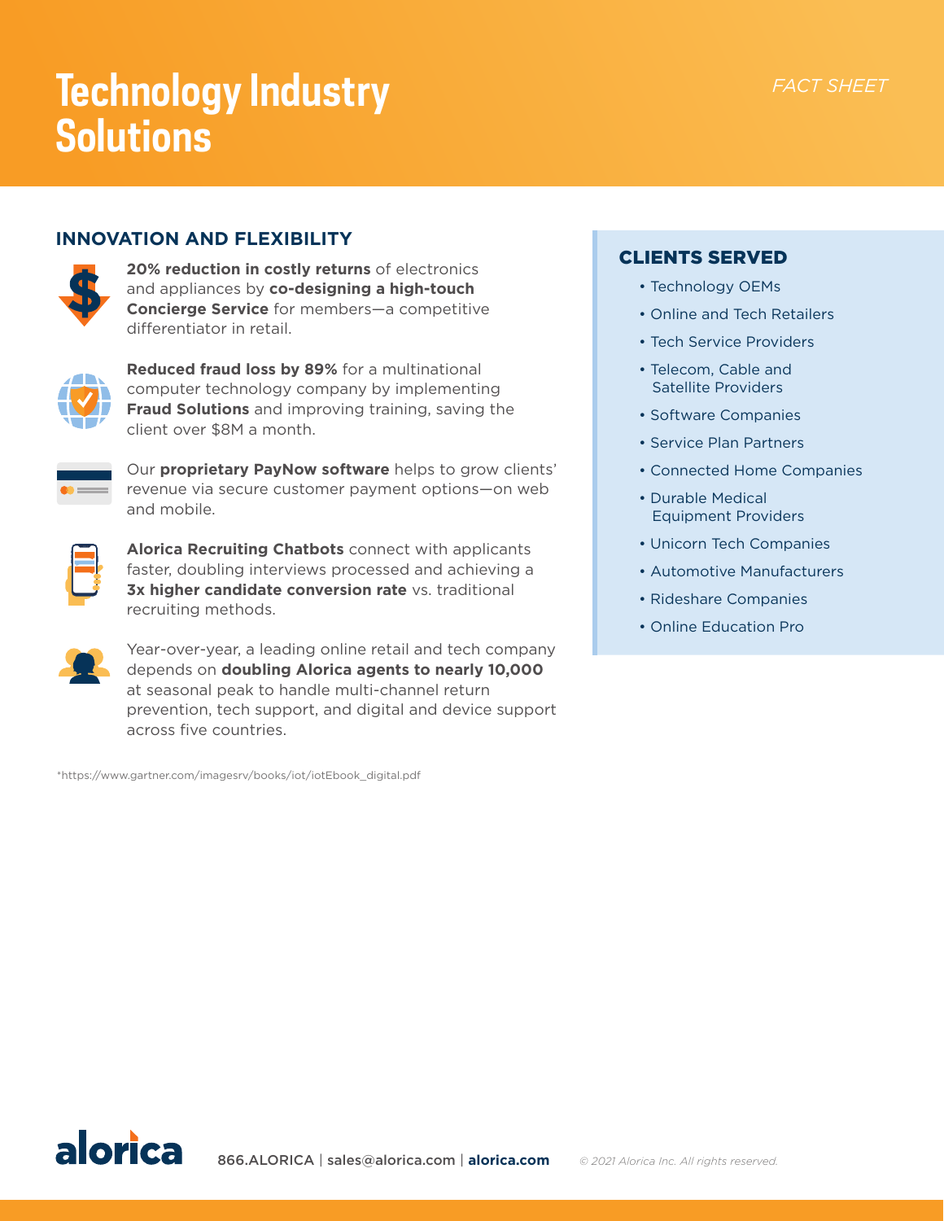# Technology Industry Solutions

*FACT SHEET*

## INNOVATION AND FLEXIBILITY

**20% reduction in costly returns** of electronics and appliances by **co-designing a high-touch Concierge Service** for members—a competitive differentiator in retail.

**Reduced fraud loss by 89%** for a multinational computer technology company by implementing **Fraud Solutions** and improving training, saving the client over $8M a month.

Our **proprietary PayNow software** helps to grow clients' revenue via secure customer payment options—on web and mobile.

**Alorica Recruiting Chatbots** connect with applicants faster, doubling interviews processed and achieving a **3x higher candidate conversion rate** vs. traditional recruiting methods.

Year-over-year, a leading online retail and tech company depends on **doubling Alorica agents to nearly 10,000** at seasonal peak to handle multi-channel return prevention, tech support, and digital and device support across five countries.

*https://www.gartner.com/imagesrv/books/iot/iotEbook_digital.pdf

## CLIENTS SERVED

- Technology OEMs
- Online and Tech Retailers
- Tech Service Providers
- Telecom, Cable and Satellite Providers
- Software Companies
- Service Plan Partners
- Connected Home Companies
- Durable Medical Equipment Providers
- Unicorn Tech Companies
- Automotive Manufacturers
- Rideshare Companies
- Online Education Pro

alorica

866.ALORICA | sales@alorica.com | **alorica.com**

*© 2021 Alorica Inc. All rights reserved.*